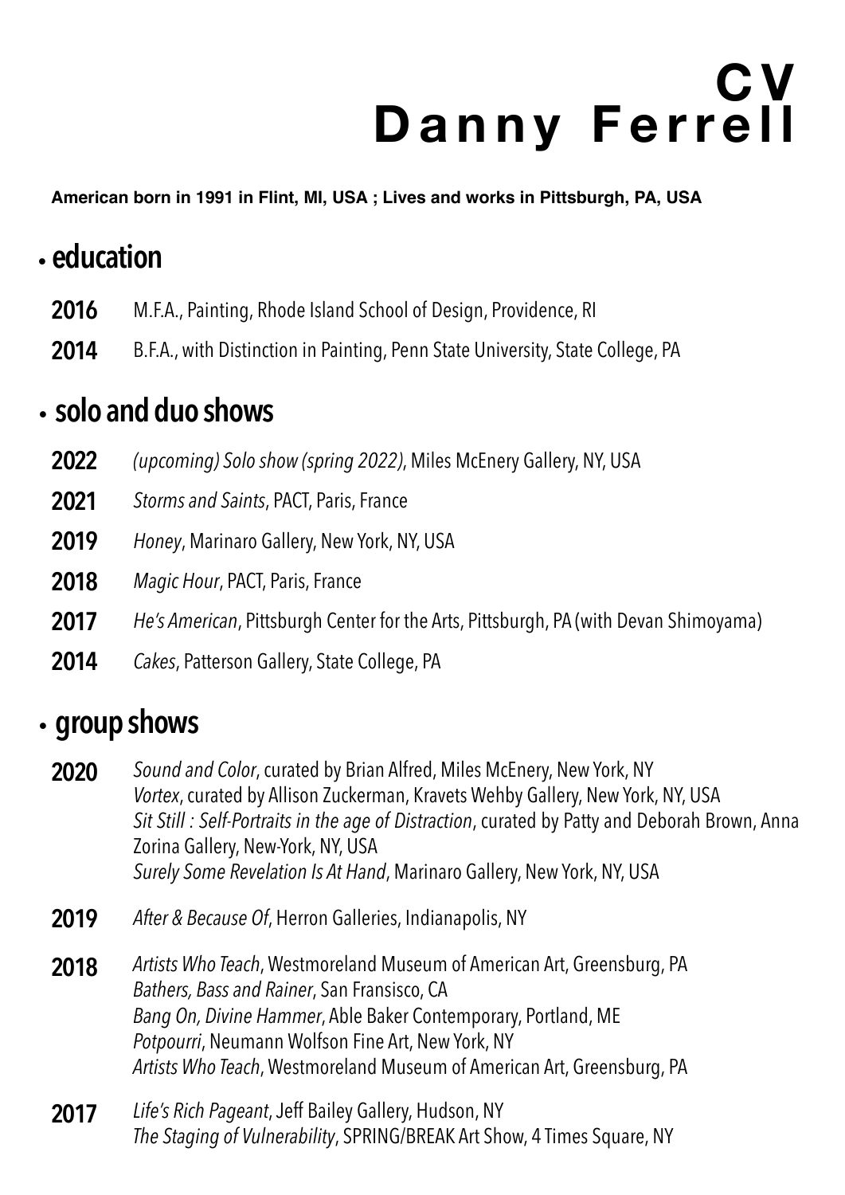# CV
# Danny Ferrell

**American born in 1991 in Flint, MI, USA ; Lives and works in Pittsburgh, PA, USA**

## • education

**2016** M.F.A., Painting, Rhode Island School of Design, Providence, RI

**2014** B.F.A., with Distinction in Painting, Penn State University, State College, PA

## • solo and duo shows

**2022** *(upcoming) Solo show (spring 2022)*, Miles McEnery Gallery, NY, USA

**2021** *Storms and Saints*, PACT, Paris, France

**2019** *Honey*, Marinaro Gallery, New York, NY, USA

**2018** *Magic Hour*, PACT, Paris, France

**2017** *He's American*, Pittsburgh Center for the Arts, Pittsburgh, PA (with Devan Shimoyama)

**2014** *Cakes*, Patterson Gallery, State College, PA

## • group shows

**2020** *Sound and Color*, curated by Brian Alfred, Miles McEnery, New York, NY
*Vortex*, curated by Allison Zuckerman, Kravets Wehby Gallery, New York, NY, USA
*Sit Still : Self-Portraits in the age of Distraction*, curated by Patty and Deborah Brown, Anna Zorina Gallery, New-York, NY, USA
*Surely Some Revelation Is At Hand*, Marinaro Gallery, New York, NY, USA

**2019** *After & Because Of*, Herron Galleries, Indianapolis, NY

**2018** *Artists Who Teach*, Westmoreland Museum of American Art, Greensburg, PA
*Bathers, Bass and Rainer*, San Fransisco, CA
*Bang On, Divine Hammer*, Able Baker Contemporary, Portland, ME
*Potpourri*, Neumann Wolfson Fine Art, New York, NY
*Artists Who Teach*, Westmoreland Museum of American Art, Greensburg, PA

**2017** *Life's Rich Pageant*, Jeff Bailey Gallery, Hudson, NY
*The Staging of Vulnerability*, SPRING/BREAK Art Show, 4 Times Square, NY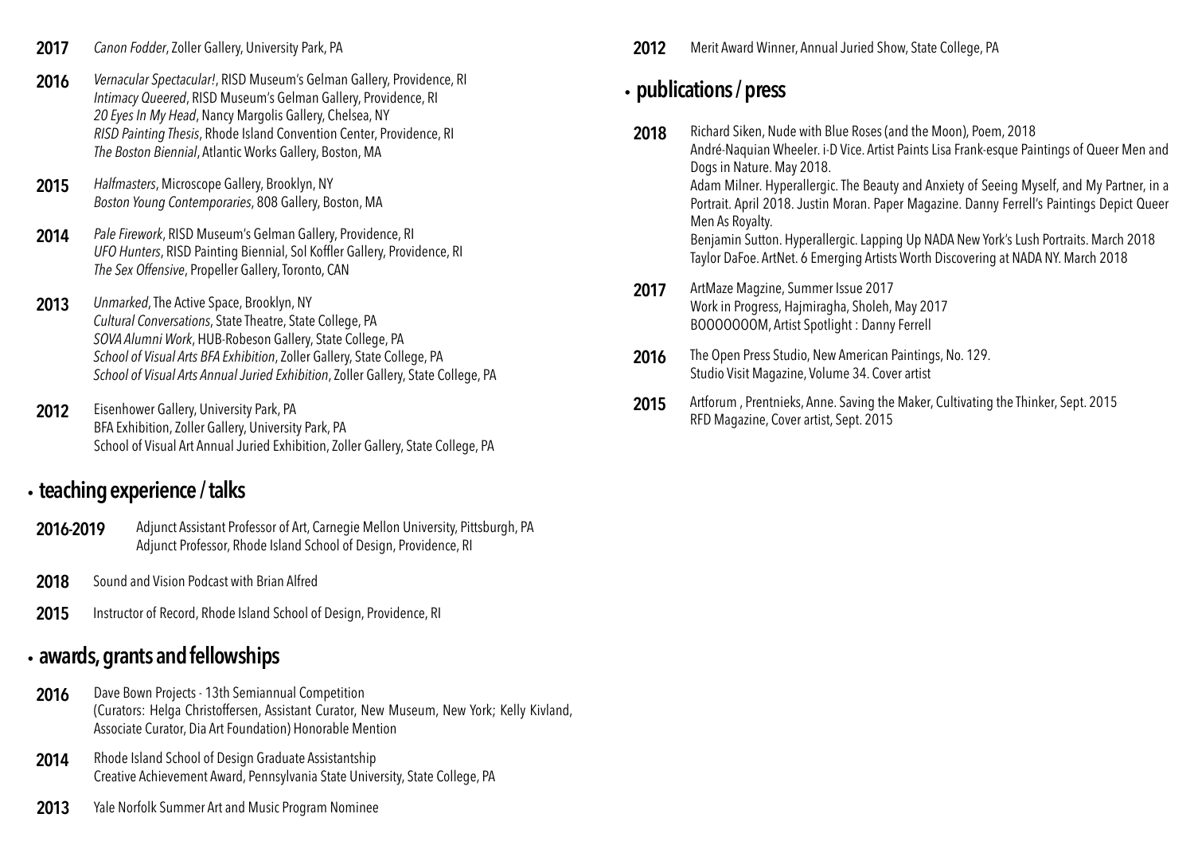**2017** *Canon Fodder*, Zoller Gallery, University Park, PA

**2016** *Vernacular Spectacular!*, RISD Museum's Gelman Gallery, Providence, RI
*Intimacy Queered*, RISD Museum's Gelman Gallery, Providence, RI
*20 Eyes In My Head*, Nancy Margolis Gallery, Chelsea, NY
*RISD Painting Thesis*, Rhode Island Convention Center, Providence, RI
*The Boston Biennial*, Atlantic Works Gallery, Boston, MA

**2015** *Halfmasters*, Microscope Gallery, Brooklyn, NY
*Boston Young Contemporaries*, 808 Gallery, Boston, MA

**2014** *Pale Firework*, RISD Museum's Gelman Gallery, Providence, RI
*UFO Hunters*, RISD Painting Biennial, Sol Koffler Gallery, Providence, RI
*The Sex Offensive*, Propeller Gallery, Toronto, CAN

**2013** *Unmarked*, The Active Space, Brooklyn, NY
*Cultural Conversations*, State Theatre, State College, PA
*SOVA Alumni Work*, HUB-Robeson Gallery, State College, PA
*School of Visual Arts BFA Exhibition*, Zoller Gallery, State College, PA
*School of Visual Arts Annual Juried Exhibition*, Zoller Gallery, State College, PA

**2012** Eisenhower Gallery, University Park, PA
BFA Exhibition, Zoller Gallery, University Park, PA
School of Visual Art Annual Juried Exhibition, Zoller Gallery, State College, PA

## • teaching experience / talks

**2016-2019** Adjunct Assistant Professor of Art, Carnegie Mellon University, Pittsburgh, PA
Adjunct Professor, Rhode Island School of Design, Providence, RI

**2018** Sound and Vision Podcast with Brian Alfred

**2015** Instructor of Record, Rhode Island School of Design, Providence, RI

## • awards, grants and fellowships

**2016** Dave Bown Projects - 13th Semiannual Competition
(Curators: Helga Christoffersen, Assistant Curator, New Museum, New York; Kelly Kivland, Associate Curator, Dia Art Foundation) Honorable Mention

**2014** Rhode Island School of Design Graduate Assistantship
Creative Achievement Award, Pennsylvania State University, State College, PA

**2013** Yale Norfolk Summer Art and Music Program Nominee

**2012** Merit Award Winner, Annual Juried Show, State College, PA

## • publications / press

**2018** Richard Siken, Nude with Blue Roses (and the Moon), Poem, 2018
André-Naquian Wheeler. i-D Vice. Artist Paints Lisa Frank-esque Paintings of Queer Men and Dogs in Nature. May 2018.
Adam Milner. Hyperallergic. The Beauty and Anxiety of Seeing Myself, and My Partner, in a Portrait. April 2018. Justin Moran. Paper Magazine. Danny Ferrell's Paintings Depict Queer Men As Royalty.
Benjamin Sutton. Hyperallergic. Lapping Up NADA New York's Lush Portraits. March 2018
Taylor DaFoe. ArtNet. 6 Emerging Artists Worth Discovering at NADA NY. March 2018

**2017** ArtMaze Magzine, Summer Issue 2017
Work in Progress, Hajmiragha, Sholeh, May 2017
BOOOOOOOM, Artist Spotlight : Danny Ferrell

**2016** The Open Press Studio, New American Paintings, No. 129.
Studio Visit Magazine, Volume 34. Cover artist

**2015** Artforum , Prentnieks, Anne. Saving the Maker, Cultivating the Thinker, Sept. 2015
RFD Magazine, Cover artist, Sept. 2015